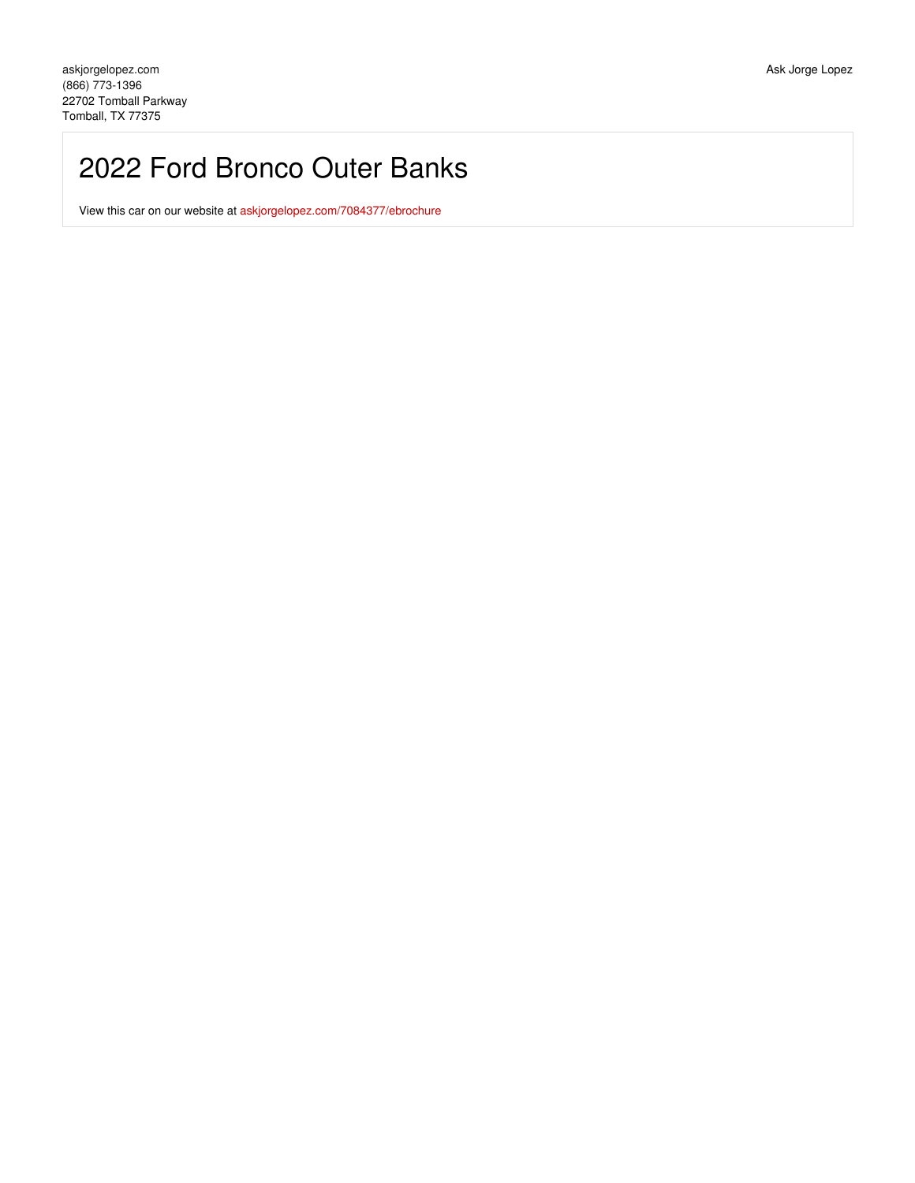askjorgelopez.com
(866) 773-1396
22702 Tomball Parkway
Tomball, TX 77375

Ask Jorge Lopez

# 2022 Ford Bronco Outer Banks

View this car on our website at askjorgelopez.com/7084377/ebrochure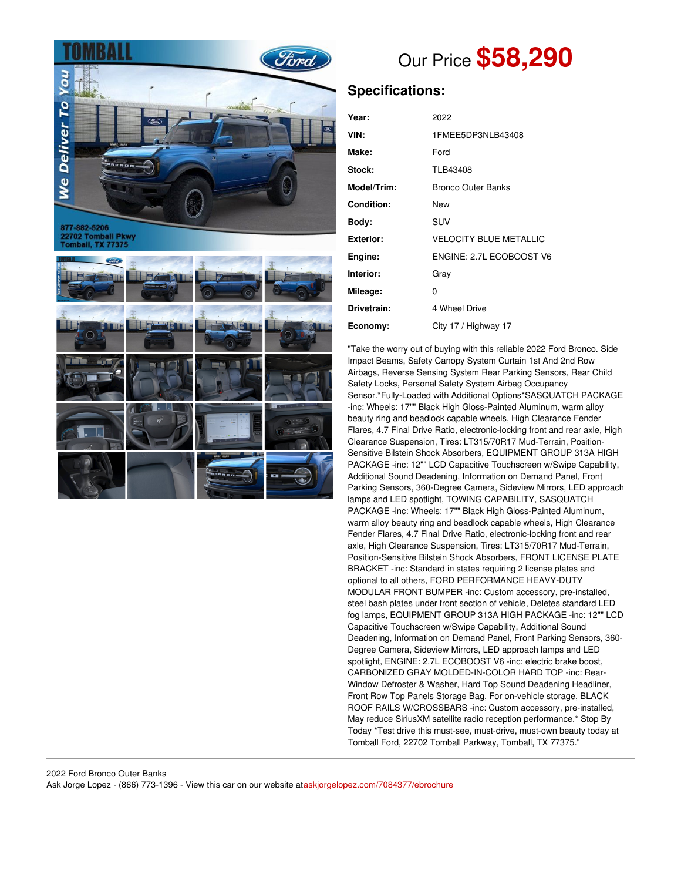Our Price **$58,290**

## Specifications:

| | |
|---|---|
| Year: | 2022 |
| VIN: | 1FMEE5DP3NLB43408 |
| Make: | Ford |
| Stock: | TLB43408 |
| Model/Trim: | Bronco Outer Banks |
| Condition: | New |
| Body: | SUV |
| Exterior: | VELOCITY BLUE METALLIC |
| Engine: | ENGINE: 2.7L ECOBOOST V6 |
| Interior: | Gray |
| Mileage: | 0 |
| Drivetrain: | 4 Wheel Drive |
| Economy: | City 17 / Highway 17 |

"Take the worry out of buying with this reliable 2022 Ford Bronco. Side Impact Beams, Safety Canopy System Curtain 1st And 2nd Row Airbags, Reverse Sensing System Rear Parking Sensors, Rear Child Safety Locks, Personal Safety System Airbag Occupancy Sensor.*Fully-Loaded with Additional Options*SASQUATCH PACKAGE -inc: Wheels: 17"" Black High Gloss-Painted Aluminum, warm alloy beauty ring and beadlock capable wheels, High Clearance Fender Flares, 4.7 Final Drive Ratio, electronic-locking front and rear axle, High Clearance Suspension, Tires: LT315/70R17 Mud-Terrain, Position-Sensitive Bilstein Shock Absorbers, EQUIPMENT GROUP 313A HIGH PACKAGE -inc: 12"" LCD Capacitive Touchscreen w/Swipe Capability, Additional Sound Deadening, Information on Demand Panel, Front Parking Sensors, 360-Degree Camera, Sideview Mirrors, LED approach lamps and LED spotlight, TOWING CAPABILITY, SASQUATCH PACKAGE -inc: Wheels: 17"" Black High Gloss-Painted Aluminum, warm alloy beauty ring and beadlock capable wheels, High Clearance Fender Flares, 4.7 Final Drive Ratio, electronic-locking front and rear axle, High Clearance Suspension, Tires: LT315/70R17 Mud-Terrain, Position-Sensitive Bilstein Shock Absorbers, FRONT LICENSE PLATE BRACKET -inc: Standard in states requiring 2 license plates and optional to all others, FORD PERFORMANCE HEAVY-DUTY MODULAR FRONT BUMPER -inc: Custom accessory, pre-installed, steel bash plates under front section of vehicle, Deletes standard LED fog lamps, EQUIPMENT GROUP 313A HIGH PACKAGE -inc: 12"" LCD Capacitive Touchscreen w/Swipe Capability, Additional Sound Deadening, Information on Demand Panel, Front Parking Sensors, 360-Degree Camera, Sideview Mirrors, LED approach lamps and LED spotlight, ENGINE: 2.7L ECOBOOST V6 -inc: electric brake boost, CARBONIZED GRAY MOLDED-IN-COLOR HARD TOP -inc: Rear-Window Defroster & Washer, Hard Top Sound Deadening Headliner, Front Row Top Panels Storage Bag, For on-vehicle storage, BLACK ROOF RAILS W/CROSSBARS -inc: Custom accessory, pre-installed, May reduce SiriusXM satellite radio reception performance.* Stop By Today *Test drive this must-see, must-drive, must-own beauty today at Tomball Ford, 22702 Tomball Parkway, Tomball, TX 77375."

2022 Ford Bronco Outer Banks
Ask Jorge Lopez - (866) 773-1396 - View this car on our website ataskjorgelopez.com/7084377/ebrochure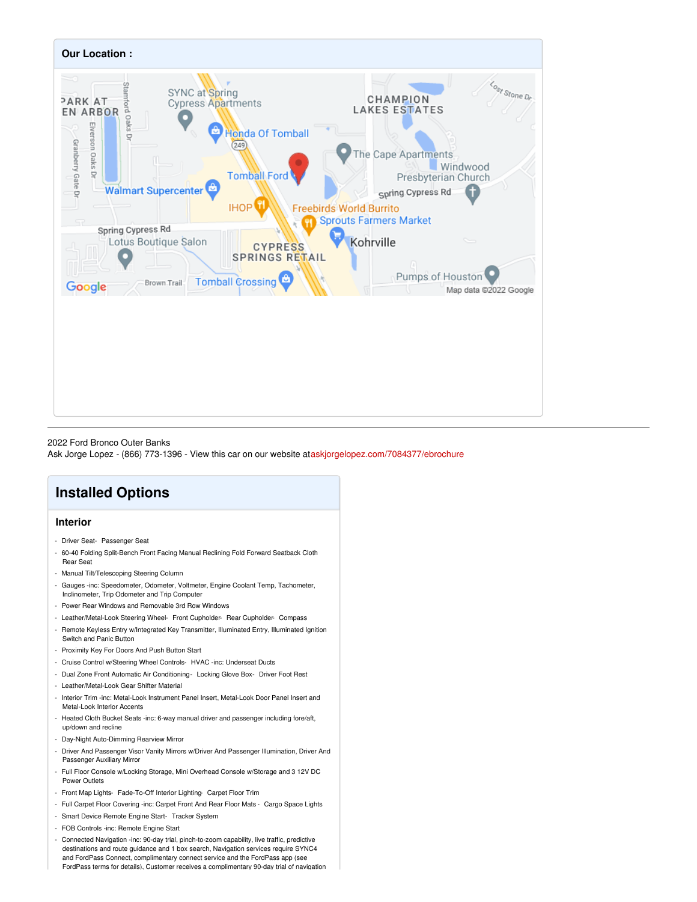**Our Location :**

2022 Ford Bronco Outer Banks
Ask Jorge Lopez - (866) 773-1396 - View this car on our website atpaskjorgelopez.com/7084377/ebrochure

## Installed Options

### Interior

- Driver Seat- Passenger Seat
- 60-40 Folding Split-Bench Front Facing Manual Reclining Fold Forward Seatback Cloth Rear Seat
- Manual Tilt/Telescoping Steering Column
- Gauges -inc: Speedometer, Odometer, Voltmeter, Engine Coolant Temp, Tachometer, Inclinometer, Trip Odometer and Trip Computer
- Power Rear Windows and Removable 3rd Row Windows
- Leather/Metal-Look Steering Wheel- Front Cupholder- Rear Cupholder- Compass
- Remote Keyless Entry w/Integrated Key Transmitter, Illuminated Entry, Illuminated Ignition Switch and Panic Button
- Proximity Key For Doors And Push Button Start
- Cruise Control w/Steering Wheel Controls- HVAC -inc: Underseat Ducts
- Dual Zone Front Automatic Air Conditioning- Locking Glove Box- Driver Foot Rest
- Leather/Metal-Look Gear Shifter Material
- Interior Trim -inc: Metal-Look Instrument Panel Insert, Metal-Look Door Panel Insert and Metal-Look Interior Accents
- Heated Cloth Bucket Seats -inc: 6-way manual driver and passenger including fore/aft, up/down and recline
- Day-Night Auto-Dimming Rearview Mirror
- Driver And Passenger Visor Vanity Mirrors w/Driver And Passenger Illumination, Driver And Passenger Auxiliary Mirror
- Full Floor Console w/Locking Storage, Mini Overhead Console w/Storage and 3 12V DC Power Outlets
- Front Map Lights- Fade-To-Off Interior Lighting- Carpet Floor Trim
- Full Carpet Floor Covering -inc: Carpet Front And Rear Floor Mats - Cargo Space Lights
- Smart Device Remote Engine Start- Tracker System
- FOB Controls -inc: Remote Engine Start
- Connected Navigation -inc: 90-day trial, pinch-to-zoom capability, live traffic, predictive destinations and route guidance and 1 box search, Navigation services require SYNC4 and FordPass Connect, complimentary connect service and the FordPass app (see FordPass terms for details), Customer receives a complimentary 90-day trial of navigation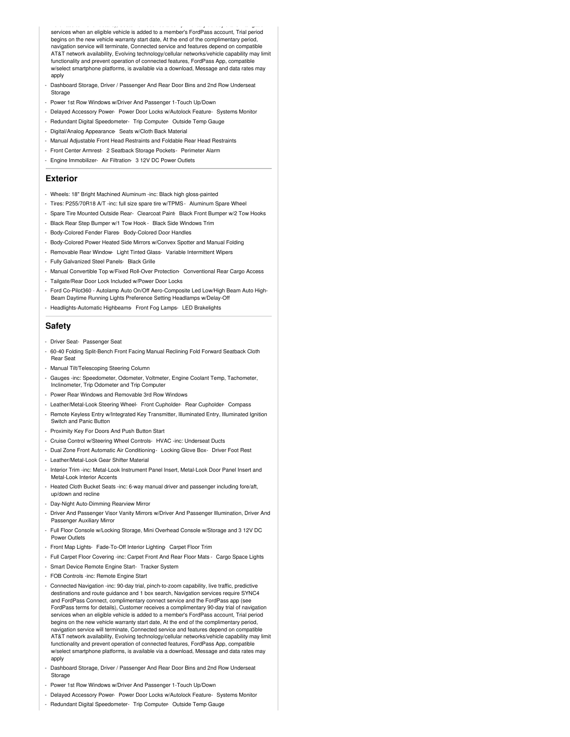services when an eligible vehicle is added to a member's FordPass account, Trial period begins on the new vehicle warranty start date, At the end of the complimentary period, navigation service will terminate, Connected service and features depend on compatible AT&T network availability, Evolving technology/cellular networks/vehicle capability may limit functionality and prevent operation of connected features, FordPass App, compatible w/select smartphone platforms, is available via a download, Message and data rates may apply
- Dashboard Storage, Driver / Passenger And Rear Door Bins and 2nd Row Underseat Storage
- Power 1st Row Windows w/Driver And Passenger 1-Touch Up/Down
- Delayed Accessory Power- Power Door Locks w/Autolock Feature- Systems Monitor
- Redundant Digital Speedometer- Trip Computer- Outside Temp Gauge
- Digital/Analog Appearance- Seats w/Cloth Back Material
- Manual Adjustable Front Head Restraints and Foldable Rear Head Restraints
- Front Center Armrest- 2 Seatback Storage Pockets- Perimeter Alarm
- Engine Immobilizer- Air Filtration- 3 12V DC Power Outlets

## Exterior

- Wheels: 18" Bright Machined Aluminum -inc: Black high gloss-painted
- Tires: P255/70R18 A/T -inc: full size spare tire w/TPMS - Aluminum Spare Wheel
- Spare Tire Mounted Outside Rear- Clearcoat Paint- Black Front Bumper w/2 Tow Hooks
- Black Rear Step Bumper w/1 Tow Hook - Black Side Windows Trim
- Body-Colored Fender Flares- Body-Colored Door Handles
- Body-Colored Power Heated Side Mirrors w/Convex Spotter and Manual Folding
- Removable Rear Window- Light Tinted Glass- Variable Intermittent Wipers
- Fully Galvanized Steel Panels- Black Grille
- Manual Convertible Top w/Fixed Roll-Over Protection- Conventional Rear Cargo Access
- Tailgate/Rear Door Lock Included w/Power Door Locks
- Ford Co-Pilot360 - Autolamp Auto On/Off Aero-Composite Led Low/High Beam Auto High-Beam Daytime Running Lights Preference Setting Headlamps w/Delay-Off
- Headlights-Automatic Highbeams- Front Fog Lamps- LED Brakelights

## Safety

- Driver Seat- Passenger Seat
- 60-40 Folding Split-Bench Front Facing Manual Reclining Fold Forward Seatback Cloth Rear Seat
- Manual Tilt/Telescoping Steering Column
- Gauges -inc: Speedometer, Odometer, Voltmeter, Engine Coolant Temp, Tachometer, Inclinometer, Trip Odometer and Trip Computer
- Power Rear Windows and Removable 3rd Row Windows
- Leather/Metal-Look Steering Wheel- Front Cupholder- Rear Cupholder- Compass
- Remote Keyless Entry w/Integrated Key Transmitter, Illuminated Entry, Illuminated Ignition Switch and Panic Button
- Proximity Key For Doors And Push Button Start
- Cruise Control w/Steering Wheel Controls- HVAC -inc: Underseat Ducts
- Dual Zone Front Automatic Air Conditioning- Locking Glove Box- Driver Foot Rest
- Leather/Metal-Look Gear Shifter Material
- Interior Trim -inc: Metal-Look Instrument Panel Insert, Metal-Look Door Panel Insert and Metal-Look Interior Accents
- Heated Cloth Bucket Seats -inc: 6-way manual driver and passenger including fore/aft, up/down and recline
- Day-Night Auto-Dimming Rearview Mirror
- Driver And Passenger Visor Vanity Mirrors w/Driver And Passenger Illumination, Driver And Passenger Auxiliary Mirror
- Full Floor Console w/Locking Storage, Mini Overhead Console w/Storage and 3 12V DC Power Outlets
- Front Map Lights- Fade-To-Off Interior Lighting- Carpet Floor Trim
- Full Carpet Floor Covering -inc: Carpet Front And Rear Floor Mats - Cargo Space Lights
- Smart Device Remote Engine Start- Tracker System
- FOB Controls -inc: Remote Engine Start
- Connected Navigation -inc: 90-day trial, pinch-to-zoom capability, live traffic, predictive destinations and route guidance and 1 box search, Navigation services require SYNC4 and FordPass Connect, complimentary connect service and the FordPass app (see FordPass terms for details), Customer receives a complimentary 90-day trial of navigation services when an eligible vehicle is added to a member's FordPass account, Trial period begins on the new vehicle warranty start date, At the end of the complimentary period, navigation service will terminate, Connected service and features depend on compatible AT&T network availability, Evolving technology/cellular networks/vehicle capability may limit functionality and prevent operation of connected features, FordPass App, compatible w/select smartphone platforms, is available via a download, Message and data rates may apply
- Dashboard Storage, Driver / Passenger And Rear Door Bins and 2nd Row Underseat Storage
- Power 1st Row Windows w/Driver And Passenger 1-Touch Up/Down
- Delayed Accessory Power- Power Door Locks w/Autolock Feature- Systems Monitor
- Redundant Digital Speedometer- Trip Computer- Outside Temp Gauge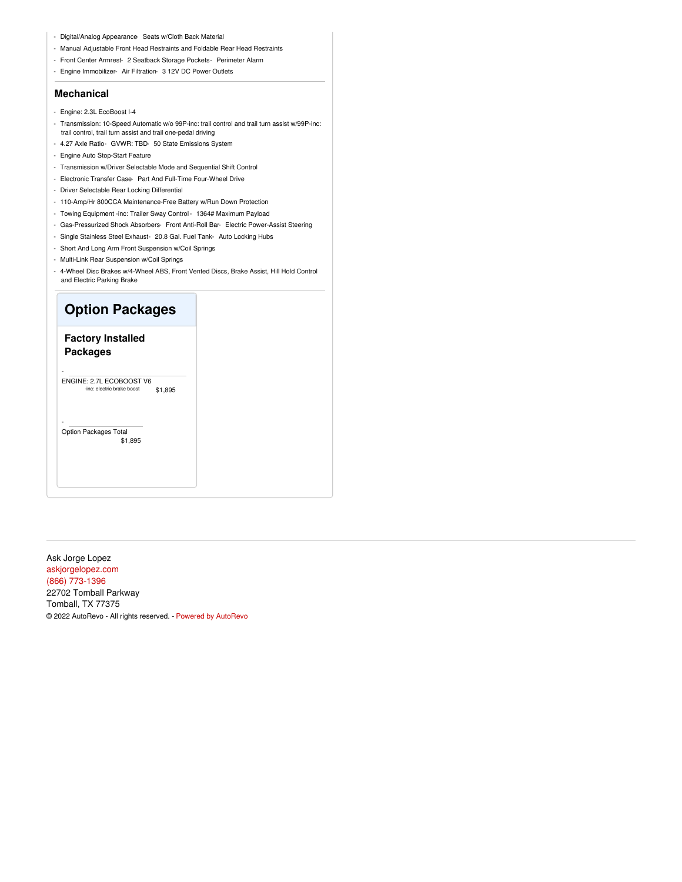- Digital/Analog Appearance- Seats w/Cloth Back Material
- Manual Adjustable Front Head Restraints and Foldable Rear Head Restraints
- Front Center Armrest- 2 Seatback Storage Pockets- Perimeter Alarm
- Engine Immobilizer- Air Filtration- 3 12V DC Power Outlets

## Mechanical

- Engine: 2.3L EcoBoost I-4
- Transmission: 10-Speed Automatic w/o 99P-inc: trail control and trail turn assist w/99P-inc: trail control, trail turn assist and trail one-pedal driving
- 4.27 Axle Ratio- GVWR: TBD- 50 State Emissions System
- Engine Auto Stop-Start Feature
- Transmission w/Driver Selectable Mode and Sequential Shift Control
- Electronic Transfer Case- Part And Full-Time Four-Wheel Drive
- Driver Selectable Rear Locking Differential
- 110-Amp/Hr 800CCA Maintenance-Free Battery w/Run Down Protection
- Towing Equipment -inc: Trailer Sway Control- 1364# Maximum Payload
- Gas-Pressurized Shock Absorbers- Front Anti-Roll Bar- Electric Power-Assist Steering
- Single Stainless Steel Exhaust- 20.8 Gal. Fuel Tank- Auto Locking Hubs
- Short And Long Arm Front Suspension w/Coil Springs
- Multi-Link Rear Suspension w/Coil Springs
- 4-Wheel Disc Brakes w/4-Wheel ABS, Front Vented Discs, Brake Assist, Hill Hold Control and Electric Parking Brake

# Option Packages

### Factory Installed Packages

- ENGINE: 2.7L ECOBOOST V6 $1,895
  -inc: electric brake boost

- Option Packages Total $1,895

Ask Jorge Lopez
askjorgelopez.com
(866) 773-1396
22702 Tomball Parkway
Tomball, TX 77375
© 2022 AutoRevo - All rights reserved. - Powered by AutoRevo